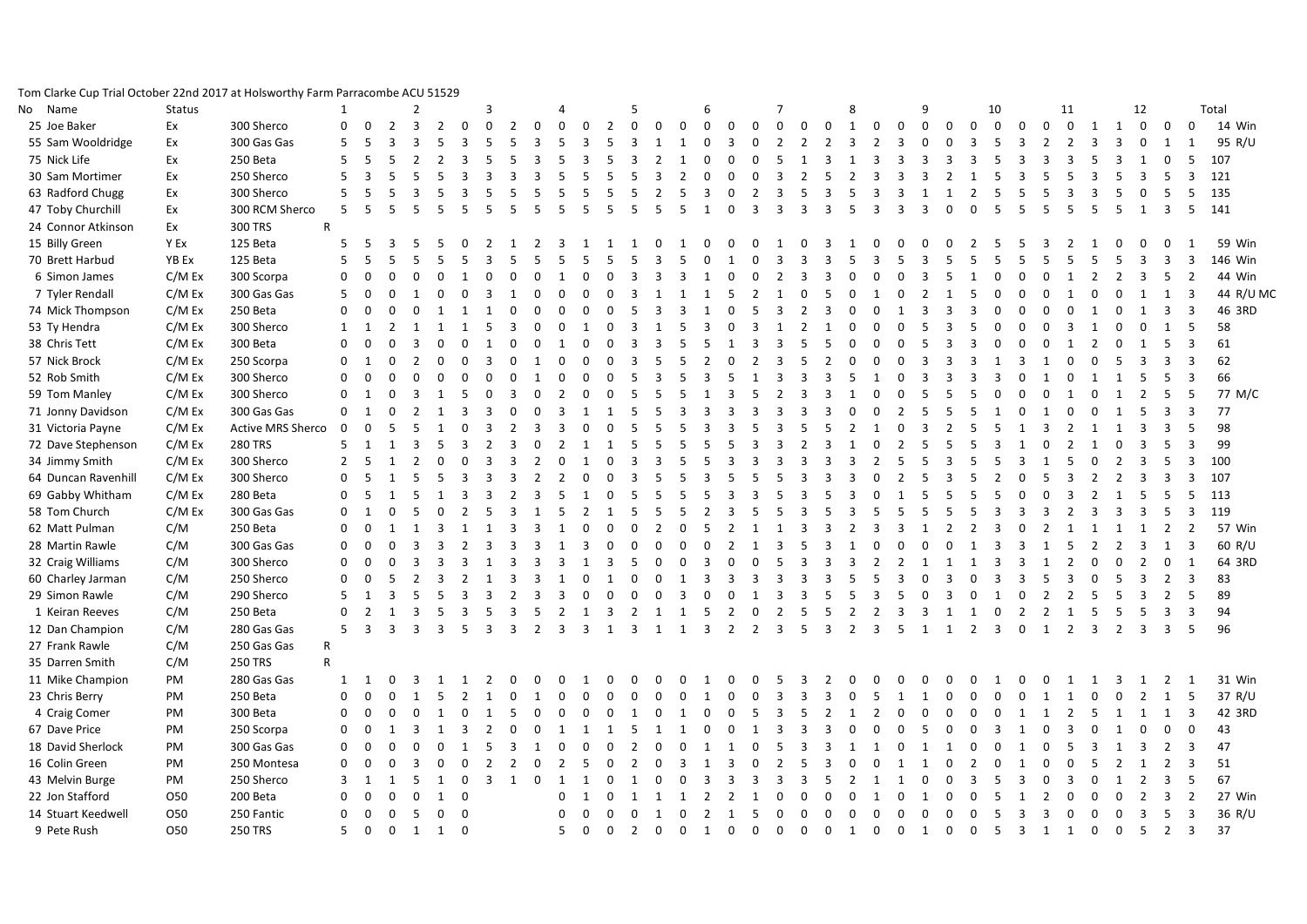Tom Clarke Cup Trial October 22nd 2017 at Holsworthy Farm Parracombe ACU 51529

| No | Name | Status | Machine | | 1 | | | 2 | | | 3 | | | 4 | | | 5 | | | 6 | | | 7 | | | 8 | | | 9 | | | 10 | | | 11 | | | 12 | | | Total | |
|---|---|---|---|---|---|---|---|---|---|---|---|---|---|---|---|---|---|---|---|---|---|---|---|---|---|---|---|---|---|---|---|---|---|---|---|---|---|---|---|---|---|---|
| 25 | Joe Baker | Ex | 300 Sherco | | 0 | 0 | 2 | 3 | 2 | 0 | 0 | 2 | 0 | 0 | 0 | 2 | 0 | 0 | 0 | 0 | 0 | 0 | 0 | 0 | 0 | 1 | 0 | 0 | 0 | 0 | 0 | 0 | 0 | 0 | 0 | 1 | 1 | 0 | 0 | 0 | 14 | Win |
| 55 | Sam Wooldridge | Ex | 300 Gas Gas | | 5 | 5 | 3 | 3 | 5 | 3 | 5 | 5 | 3 | 5 | 3 | 5 | 3 | 1 | 1 | 0 | 3 | 0 | 2 | 2 | 2 | 3 | 2 | 3 | 0 | 0 | 3 | 5 | 3 | 2 | 2 | 3 | 3 | 0 | 1 | 1 | 95 | R/U |
| 75 | Nick Life | Ex | 250 Beta | | 5 | 5 | 5 | 2 | 2 | 3 | 5 | 5 | 3 | 5 | 3 | 5 | 3 | 2 | 1 | 0 | 0 | 0 | 5 | 1 | 3 | 1 | 3 | 3 | 3 | 3 | 3 | 3 | 5 | 3 | 3 | 5 | 3 | 1 | 0 | 5 | 107 | |
| 30 | Sam Mortimer | Ex | 250 Sherco | | 5 | 3 | 5 | 5 | 5 | 3 | 3 | 3 | 3 | 5 | 5 | 5 | 5 | 3 | 2 | 0 | 0 | 0 | 3 | 2 | 5 | 2 | 3 | 3 | 3 | 3 | 2 | 1 | 5 | 3 | 5 | 5 | 5 | 3 | 5 | 3 | 121 | |
| 63 | Radford Chugg | Ex | 300 Sherco | | 5 | 5 | 5 | 3 | 5 | 3 | 5 | 5 | 5 | 5 | 5 | 5 | 5 | 5 | 2 | 5 | 3 | 0 | 2 | 3 | 5 | 3 | 5 | 3 | 3 | 1 | 1 | 2 | 5 | 5 | 3 | 3 | 5 | 0 | 5 | 5 | 135 | |
| 47 | Toby Churchill | Ex | 300 RCM Sherco | | 5 | 5 | 5 | 5 | 5 | 5 | 5 | 5 | 5 | 5 | 5 | 5 | 5 | 5 | 5 | 1 | 0 | 3 | 3 | 3 | 3 | 5 | 3 | 3 | 3 | 0 | 0 | 5 | 5 | 5 | 5 | 5 | 5 | 1 | 3 | 5 | 141 | |
| 24 | Connor Atkinson | Ex | 300 TRS | R | | | | | | | | | | | | | | | | | | | | | | | | | | | | | | | | | | | | | | |
| 15 | Billy Green | Y Ex | 125 Beta | | 5 | 5 | 3 | 5 | 5 | 0 | 2 | 1 | 2 | 3 | 1 | 1 | 1 | 0 | 1 | 0 | 0 | 0 | 1 | 0 | 3 | 1 | 0 | 0 | 0 | 0 | 2 | 5 | 5 | 3 | 2 | 1 | 0 | 0 | 0 | 1 | 59 | Win |
| 70 | Brett Harbud | YB Ex | 125 Beta | | 5 | 5 | 5 | 5 | 5 | 5 | 3 | 5 | 5 | 5 | 5 | 5 | 5 | 3 | 5 | 0 | 1 | 0 | 3 | 3 | 3 | 5 | 3 | 5 | 3 | 5 | 5 | 5 | 5 | 5 | 5 | 5 | 5 | 3 | 3 | 3 | 146 | Win |
| 6 | Simon James | C/M Ex | 300 Scorpa | | 0 | 0 | 0 | 0 | 0 | 1 | 0 | 0 | 0 | 1 | 0 | 0 | 3 | 3 | 3 | 1 | 0 | 0 | 2 | 3 | 3 | 0 | 0 | 0 | 3 | 5 | 1 | 0 | 0 | 0 | 1 | 2 | 2 | 3 | 5 | 2 | 44 | Win |
| 7 | Tyler Rendall | C/M Ex | 300 Gas Gas | | 5 | 0 | 0 | 1 | 0 | 0 | 3 | 1 | 0 | 0 | 0 | 0 | 3 | 1 | 1 | 1 | 5 | 2 | 1 | 0 | 5 | 0 | 1 | 0 | 2 | 1 | 5 | 0 | 0 | 0 | 1 | 0 | 0 | 1 | 1 | 3 | 44 | R/U MC |
| 74 | Mick Thompson | C/M Ex | 250 Beta | | 0 | 0 | 0 | 0 | 1 | 1 | 1 | 0 | 0 | 0 | 0 | 0 | 5 | 3 | 3 | 1 | 0 | 5 | 3 | 2 | 3 | 0 | 0 | 1 | 3 | 3 | 3 | 0 | 0 | 0 | 0 | 1 | 0 | 1 | 3 | 3 | 46 | 3RD |
| 53 | Ty Hendra | C/M Ex | 300 Sherco | | 1 | 1 | 2 | 1 | 1 | 1 | 5 | 3 | 0 | 0 | 1 | 0 | 3 | 1 | 5 | 3 | 0 | 3 | 1 | 2 | 1 | 0 | 0 | 0 | 5 | 3 | 5 | 0 | 0 | 0 | 3 | 1 | 0 | 0 | 1 | 5 | 58 | |
| 38 | Chris Tett | C/M Ex | 300 Beta | | 0 | 0 | 0 | 3 | 0 | 0 | 1 | 0 | 0 | 1 | 0 | 0 | 3 | 3 | 5 | 3 | 5 | 1 | 3 | 3 | 5 | 0 | 0 | 0 | 5 | 3 | 3 | 0 | 0 | 0 | 1 | 2 | 0 | 5 | 3 | 3 | 61 | |
| 57 | Nick Brock | C/M Ex | 250 Scorpa | | 0 | 1 | 0 | 2 | 0 | 0 | 3 | 0 | 1 | 0 | 0 | 0 | 3 | 5 | 5 | 2 | 0 | 2 | 3 | 5 | 2 | 0 | 0 | 0 | 3 | 3 | 3 | 1 | 3 | 1 | 0 | 0 | 5 | 3 | 3 | 3 | 62 | |
| 52 | Rob Smith | C/M Ex | 300 Sherco | | 0 | 0 | 0 | 0 | 0 | 0 | 0 | 0 | 1 | 0 | 0 | 0 | 5 | 3 | 5 | 3 | 5 | 1 | 3 | 3 | 3 | 5 | 1 | 0 | 3 | 3 | 3 | 3 | 0 | 1 | 0 | 1 | 1 | 5 | 5 | 3 | 66 | |
| 59 | Tom Manley | C/M Ex | 300 Sherco | | 0 | 1 | 0 | 3 | 1 | 5 | 0 | 3 | 0 | 2 | 0 | 0 | 5 | 5 | 5 | 1 | 3 | 5 | 2 | 3 | 3 | 1 | 0 | 0 | 5 | 5 | 5 | 0 | 0 | 0 | 1 | 0 | 1 | 2 | 5 | 5 | 77 | M/C |
| 71 | Jonny Davidson | C/M Ex | 300 Gas Gas | | 0 | 1 | 0 | 2 | 1 | 3 | 3 | 0 | 0 | 3 | 1 | 1 | 5 | 5 | 3 | 3 | 3 | 3 | 3 | 3 | 3 | 0 | 0 | 2 | 5 | 5 | 5 | 1 | 0 | 1 | 0 | 0 | 1 | 5 | 3 | 3 | 77 | |
| 31 | Victoria Payne | C/M Ex | Active MRS Sherco | | 0 | 0 | 5 | 5 | 1 | 0 | 3 | 2 | 3 | 3 | 0 | 0 | 5 | 5 | 5 | 3 | 3 | 5 | 3 | 5 | 5 | 2 | 1 | 0 | 3 | 2 | 5 | 5 | 1 | 3 | 2 | 1 | 1 | 3 | 3 | 5 | 98 | |
| 72 | Dave Stephenson | C/M Ex | 280 TRS | | 5 | 1 | 1 | 3 | 5 | 3 | 2 | 3 | 0 | 2 | 1 | 1 | 5 | 5 | 5 | 5 | 5 | 5 | 3 | 3 | 2 | 3 | 1 | 0 | 2 | 5 | 5 | 5 | 3 | 1 | 0 | 2 | 1 | 0 | 3 | 5 | 99 | |
| 34 | Jimmy Smith | C/M Ex | 300 Sherco | | 2 | 5 | 1 | 2 | 0 | 0 | 3 | 3 | 2 | 0 | 1 | 0 | 3 | 3 | 5 | 5 | 3 | 3 | 3 | 3 | 3 | 3 | 2 | 5 | 5 | 3 | 5 | 5 | 3 | 1 | 5 | 0 | 2 | 3 | 5 | 3 | 100 | |
| 64 | Duncan Ravenhill | C/M Ex | 300 Sherco | | 0 | 5 | 1 | 5 | 5 | 3 | 3 | 3 | 2 | 2 | 0 | 0 | 3 | 5 | 5 | 3 | 5 | 5 | 5 | 3 | 3 | 3 | 0 | 2 | 5 | 3 | 5 | 2 | 0 | 5 | 3 | 2 | 2 | 3 | 3 | 3 | 107 | |
| 69 | Gabby Whitham | C/M Ex | 280 Beta | | 0 | 5 | 1 | 5 | 1 | 3 | 3 | 2 | 3 | 5 | 1 | 0 | 5 | 5 | 5 | 5 | 3 | 3 | 5 | 3 | 5 | 3 | 0 | 1 | 5 | 5 | 5 | 5 | 0 | 0 | 3 | 2 | 1 | 5 | 5 | 5 | 113 | |
| 58 | Tom Church | C/M Ex | 300 Gas Gas | | 0 | 1 | 0 | 5 | 0 | 2 | 5 | 3 | 1 | 5 | 2 | 1 | 5 | 5 | 5 | 2 | 3 | 5 | 5 | 3 | 5 | 3 | 5 | 5 | 5 | 5 | 5 | 3 | 3 | 3 | 2 | 3 | 3 | 3 | 5 | 3 | 119 | |
| 62 | Matt Pulman | C/M | 250 Beta | | 0 | 0 | 1 | 1 | 3 | 1 | 1 | 3 | 3 | 1 | 0 | 0 | 0 | 2 | 0 | 5 | 2 | 1 | 1 | 3 | 3 | 2 | 3 | 3 | 1 | 2 | 2 | 3 | 0 | 2 | 1 | 1 | 1 | 1 | 2 | 2 | 57 | Win |
| 28 | Martin Rawle | C/M | 300 Gas Gas | | 0 | 0 | 0 | 3 | 3 | 2 | 3 | 3 | 3 | 1 | 3 | 0 | 0 | 0 | 0 | 0 | 2 | 1 | 3 | 5 | 3 | 1 | 0 | 0 | 0 | 0 | 1 | 3 | 3 | 1 | 5 | 2 | 2 | 3 | 1 | 3 | 60 | R/U |
| 32 | Craig Williams | C/M | 300 Sherco | | 0 | 0 | 0 | 3 | 3 | 3 | 1 | 3 | 3 | 3 | 1 | 3 | 5 | 0 | 0 | 3 | 0 | 0 | 5 | 3 | 3 | 3 | 2 | 2 | 1 | 1 | 1 | 3 | 3 | 1 | 2 | 0 | 0 | 2 | 0 | 1 | 64 | 3RD |
| 60 | Charley Jarman | C/M | 250 Sherco | | 0 | 0 | 5 | 2 | 3 | 2 | 1 | 3 | 3 | 1 | 0 | 1 | 0 | 0 | 1 | 3 | 3 | 3 | 3 | 3 | 3 | 5 | 5 | 3 | 0 | 3 | 0 | 3 | 3 | 5 | 3 | 0 | 5 | 3 | 2 | 3 | 83 | |
| 29 | Simon Rawle | C/M | 290 Sherco | | 5 | 1 | 3 | 5 | 5 | 3 | 3 | 2 | 3 | 3 | 0 | 0 | 0 | 0 | 3 | 0 | 0 | 1 | 3 | 3 | 5 | 5 | 3 | 5 | 0 | 3 | 0 | 1 | 0 | 2 | 2 | 5 | 5 | 3 | 2 | 5 | 89 | |
| 1 | Keiran Reeves | C/M | 250 Beta | | 0 | 2 | 1 | 3 | 5 | 3 | 5 | 3 | 5 | 2 | 1 | 3 | 2 | 1 | 1 | 5 | 2 | 0 | 2 | 5 | 5 | 2 | 2 | 3 | 3 | 1 | 1 | 0 | 2 | 2 | 1 | 5 | 5 | 5 | 3 | 3 | 94 | |
| 12 | Dan Champion | C/M | 280 Gas Gas | | 5 | 3 | 3 | 3 | 3 | 5 | 3 | 3 | 2 | 3 | 3 | 1 | 3 | 1 | 1 | 3 | 2 | 2 | 3 | 5 | 3 | 2 | 3 | 5 | 1 | 1 | 2 | 3 | 0 | 1 | 2 | 3 | 2 | 3 | 3 | 5 | 96 | |
| 27 | Frank Rawle | C/M | 250 Gas Gas | R | | | | | | | | | | | | | | | | | | | | | | | | | | | | | | | | | | | | | | |
| 35 | Darren Smith | C/M | 250 TRS | R | | | | | | | | | | | | | | | | | | | | | | | | | | | | | | | | | | | | | | |
| 11 | Mike Champion | PM | 280 Gas Gas | | 1 | 1 | 0 | 3 | 1 | 1 | 2 | 0 | 0 | 0 | 1 | 0 | 0 | 0 | 0 | 1 | 0 | 0 | 5 | 3 | 2 | 0 | 0 | 0 | 0 | 0 | 0 | 1 | 0 | 0 | 1 | 1 | 3 | 1 | 2 | 1 | 31 | Win |
| 23 | Chris Berry | PM | 250 Beta | | 0 | 0 | 0 | 1 | 5 | 2 | 1 | 0 | 1 | 0 | 0 | 0 | 0 | 0 | 0 | 1 | 0 | 0 | 3 | 3 | 3 | 0 | 5 | 1 | 1 | 0 | 0 | 0 | 0 | 0 | 1 | 1 | 0 | 2 | 1 | 5 | 37 | R/U |
| 4 | Craig Comer | PM | 300 Beta | | 0 | 0 | 0 | 0 | 1 | 0 | 1 | 5 | 0 | 0 | 0 | 0 | 1 | 0 | 1 | 0 | 0 | 5 | 3 | 5 | 2 | 1 | 2 | 0 | 0 | 0 | 0 | 0 | 1 | 1 | 2 | 5 | 1 | 1 | 1 | 3 | 42 | 3RD |
| 67 | Dave Price | PM | 250 Scorpa | | 0 | 0 | 1 | 3 | 1 | 3 | 2 | 0 | 0 | 1 | 1 | 1 | 5 | 1 | 1 | 0 | 0 | 1 | 3 | 3 | 3 | 0 | 0 | 0 | 5 | 0 | 0 | 3 | 1 | 0 | 3 | 0 | 1 | 0 | 0 | 0 | 43 | |
| 18 | David Sherlock | PM | 300 Gas Gas | | 0 | 0 | 0 | 0 | 0 | 1 | 5 | 3 | 1 | 0 | 0 | 0 | 2 | 0 | 0 | 1 | 1 | 0 | 5 | 3 | 3 | 1 | 1 | 0 | 1 | 1 | 0 | 0 | 1 | 0 | 5 | 3 | 1 | 3 | 2 | 3 | 47 | |
| 16 | Colin Green | PM | 250 Montesa | | 0 | 0 | 0 | 0 | 0 | 0 | 2 | 2 | 0 | 2 | 5 | 0 | 2 | 0 | 3 | 1 | 3 | 0 | 2 | 5 | 3 | 0 | 0 | 1 | 1 | 0 | 2 | 0 | 1 | 0 | 0 | 5 | 2 | 1 | 2 | 3 | 51 | |
| 43 | Melvin Burge | PM | 250 Sherco | | 3 | 1 | 1 | 5 | 1 | 0 | 3 | 1 | 0 | 1 | 1 | 0 | 1 | 0 | 0 | 3 | 3 | 3 | 3 | 3 | 5 | 2 | 1 | 1 | 0 | 0 | 3 | 5 | 3 | 0 | 3 | 0 | 1 | 2 | 3 | 5 | 67 | |
| 22 | Jon Stafford | O50 | 200 Beta | | 0 | 0 | 0 | 0 | 1 | 0 | | | | 0 | 1 | 0 | 1 | 1 | 1 | 2 | 2 | 1 | 0 | 0 | 0 | 0 | 1 | 0 | 1 | 0 | 0 | 5 | 1 | 2 | 0 | 0 | 0 | 2 | 3 | 2 | 27 | Win |
| 14 | Stuart Keedwell | O50 | 250 Fantic | | 0 | 0 | 0 | 5 | 0 | 0 | | | | 0 | 0 | 0 | 0 | 1 | 0 | 2 | 1 | 5 | 0 | 0 | 0 | 0 | 0 | 0 | 0 | 0 | 0 | 5 | 3 | 3 | 0 | 0 | 0 | 3 | 5 | 3 | 36 | R/U |
| 9 | Pete Rush | O50 | 250 TRS | | 5 | 0 | 0 | 1 | 1 | 0 | | | | 5 | 0 | 0 | 2 | 0 | 0 | 1 | 0 | 0 | 0 | 0 | 0 | 1 | 0 | 0 | 1 | 0 | 0 | 5 | 3 | 1 | 1 | 0 | 0 | 5 | 2 | 3 | 37 | |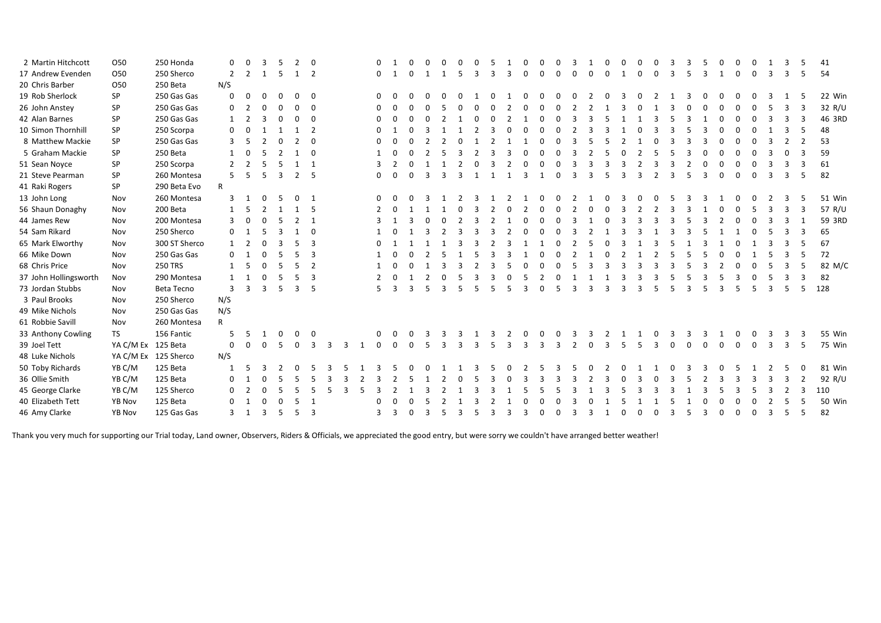| | | | | | | | | | | | | | | | | | | | | | | | | | | | | | | | | | | | | | | | | |
|---|---|---|---|---|---|---|---|---|---|---|---|---|---|---|---|---|---|---|---|---|---|---|---|---|---|---|---|---|---|---|---|---|---|---|---|---|---|---|---|---|
| 2 Martin Hitchcott | O50 | 250 Honda | 0 | 0 | 3 | 5 | 2 | 0 | | | | 0 | 1 | 0 | 0 | 0 | 0 | 0 | 5 | 1 | 0 | 0 | 0 | 3 | 1 | 0 | 0 | 0 | 0 | 3 | 3 | 5 | 0 | 0 | 0 | 1 | 3 | 5 | 41 | |
| 17 Andrew Evenden | O50 | 250 Sherco | 2 | 2 | 1 | 5 | 1 | 2 | | | | 0 | 1 | 0 | 1 | 1 | 5 | 3 | 3 | 3 | 0 | 0 | 0 | 0 | 0 | 0 | 1 | 0 | 0 | 3 | 5 | 3 | 1 | 0 | 0 | 3 | 3 | 5 | 54 | |
| 20 Chris Barber | O50 | 250 Beta | N/S | | | | | | | | | | | | | | | | | | | | | | | | | | | | | | | | | | | | | |
| 19 Rob Sherlock | SP | 250 Gas Gas | 0 | 0 | 0 | 0 | 0 | 0 | | | | 0 | 0 | 0 | 0 | 0 | 0 | 1 | 0 | 1 | 0 | 0 | 0 | 0 | 2 | 0 | 3 | 0 | 2 | 1 | 3 | 0 | 0 | 0 | 0 | 3 | 1 | 5 | 22 | Win |
| 26 John Anstey | SP | 250 Gas Gas | 0 | 2 | 0 | 0 | 0 | 0 | | | | 0 | 0 | 0 | 0 | 5 | 0 | 0 | 0 | 2 | 0 | 0 | 0 | 2 | 2 | 1 | 3 | 0 | 1 | 3 | 0 | 0 | 0 | 0 | 0 | 5 | 3 | 3 | 32 | R/U |
| 42 Alan Barnes | SP | 250 Gas Gas | 1 | 2 | 3 | 0 | 0 | 0 | | | | 0 | 0 | 0 | 0 | 2 | 1 | 0 | 0 | 2 | 1 | 0 | 0 | 3 | 3 | 5 | 1 | 1 | 3 | 5 | 3 | 1 | 0 | 0 | 0 | 3 | 3 | 3 | 46 | 3RD |
| 10 Simon Thornhill | SP | 250 Scorpa | 0 | 0 | 1 | 1 | 1 | 2 | | | | 0 | 1 | 0 | 3 | 1 | 1 | 2 | 3 | 0 | 0 | 0 | 0 | 2 | 3 | 3 | 1 | 0 | 3 | 3 | 5 | 3 | 0 | 0 | 0 | 1 | 3 | 5 | 48 | |
| 8 Matthew Mackie | SP | 250 Gas Gas | 3 | 5 | 2 | 0 | 2 | 0 | | | | 0 | 0 | 0 | 2 | 2 | 0 | 1 | 2 | 1 | 1 | 0 | 0 | 3 | 5 | 5 | 2 | 1 | 0 | 3 | 3 | 3 | 0 | 0 | 0 | 3 | 2 | 2 | 53 | |
| 5 Graham Mackie | SP | 250 Beta | 1 | 0 | 5 | 2 | 1 | 0 | | | | 1 | 0 | 0 | 2 | 5 | 3 | 2 | 3 | 3 | 0 | 0 | 0 | 3 | 2 | 5 | 0 | 2 | 5 | 5 | 3 | 0 | 0 | 0 | 0 | 3 | 0 | 3 | 59 | |
| 51 Sean Noyce | SP | 250 Scorpa | 2 | 2 | 5 | 5 | 1 | 1 | | | | 3 | 2 | 0 | 1 | 1 | 2 | 0 | 3 | 2 | 0 | 0 | 0 | 3 | 3 | 3 | 3 | 2 | 3 | 3 | 2 | 0 | 0 | 0 | 0 | 3 | 3 | 3 | 61 | |
| 21 Steve Pearman | SP | 260 Montesa | 5 | 5 | 5 | 3 | 2 | 5 | | | | 0 | 0 | 0 | 3 | 3 | 3 | 1 | 1 | 1 | 3 | 1 | 0 | 3 | 3 | 5 | 3 | 3 | 2 | 3 | 5 | 3 | 0 | 0 | 0 | 3 | 3 | 5 | 82 | |
| 41 Raki Rogers | SP | 290 Beta Evo | R | | | | | | | | | | | | | | | | | | | | | | | | | | | | | | | | | | | | | |
| 13 John Long | Nov | 260 Montesa | 3 | 1 | 0 | 5 | 0 | 1 | | | | 0 | 0 | 0 | 3 | 1 | 2 | 3 | 1 | 2 | 1 | 0 | 0 | 2 | 1 | 0 | 3 | 0 | 0 | 5 | 3 | 3 | 1 | 0 | 0 | 2 | 3 | 5 | 51 | Win |
| 56 Shaun Donaghy | Nov | 200 Beta | 1 | 5 | 2 | 1 | 1 | 5 | | | | 2 | 0 | 1 | 1 | 1 | 0 | 3 | 2 | 0 | 2 | 0 | 0 | 2 | 0 | 0 | 3 | 2 | 2 | 3 | 3 | 1 | 0 | 0 | 5 | 3 | 3 | 3 | 57 | R/U |
| 44 James Rew | Nov | 200 Montesa | 3 | 0 | 0 | 5 | 2 | 1 | | | | 3 | 1 | 3 | 0 | 0 | 2 | 3 | 2 | 1 | 0 | 0 | 0 | 3 | 1 | 0 | 3 | 3 | 3 | 3 | 5 | 3 | 2 | 0 | 0 | 3 | 3 | 1 | 59 | 3RD |
| 54 Sam Rikard | Nov | 250 Sherco | 0 | 1 | 5 | 3 | 1 | 0 | | | | 1 | 0 | 1 | 3 | 2 | 3 | 3 | 3 | 2 | 0 | 0 | 0 | 3 | 2 | 1 | 3 | 3 | 1 | 3 | 3 | 5 | 1 | 1 | 0 | 5 | 3 | 3 | 65 | |
| 65 Mark Elworthy | Nov | 300 ST Sherco | 1 | 2 | 0 | 3 | 5 | 3 | | | | 0 | 1 | 1 | 1 | 1 | 3 | 3 | 2 | 3 | 1 | 1 | 0 | 2 | 5 | 0 | 3 | 1 | 3 | 5 | 1 | 3 | 1 | 0 | 1 | 3 | 3 | 5 | 67 | |
| 66 Mike Down | Nov | 250 Gas Gas | 0 | 1 | 0 | 5 | 5 | 3 | | | | 1 | 0 | 0 | 2 | 5 | 1 | 5 | 3 | 3 | 1 | 0 | 0 | 2 | 1 | 0 | 2 | 1 | 2 | 5 | 5 | 5 | 0 | 0 | 1 | 5 | 3 | 5 | 72 | |
| 68 Chris Price | Nov | 250 TRS | 1 | 5 | 0 | 5 | 5 | 2 | | | | 1 | 0 | 0 | 1 | 3 | 3 | 2 | 3 | 5 | 0 | 0 | 0 | 5 | 3 | 3 | 3 | 3 | 3 | 3 | 5 | 3 | 2 | 0 | 0 | 5 | 3 | 5 | 82 | M/C |
| 37 John Hollingsworth | Nov | 290 Montesa | 1 | 1 | 0 | 5 | 5 | 3 | | | | 2 | 0 | 1 | 2 | 0 | 5 | 3 | 3 | 0 | 5 | 2 | 0 | 1 | 1 | 1 | 3 | 3 | 3 | 5 | 5 | 3 | 5 | 3 | 0 | 5 | 3 | 3 | 82 | |
| 73 Jordan Stubbs | Nov | Beta Tecno | 3 | 3 | 3 | 5 | 3 | 5 | | | | 5 | 3 | 3 | 5 | 3 | 5 | 5 | 5 | 5 | 3 | 0 | 5 | 3 | 3 | 3 | 3 | 3 | 5 | 5 | 3 | 5 | 3 | 5 | 5 | 3 | 5 | 5 | 128 | |
| 3 Paul Brooks | Nov | 250 Sherco | N/S | | | | | | | | | | | | | | | | | | | | | | | | | | | | | | | | | | | | | |
| 49 Mike Nichols | Nov | 250 Gas Gas | N/S | | | | | | | | | | | | | | | | | | | | | | | | | | | | | | | | | | | | | |
| 61 Robbie Savill | Nov | 260 Montesa | R | | | | | | | | | | | | | | | | | | | | | | | | | | | | | | | | | | | | | |
| 33 Anthony Cowling | TS | 156 Fantic | 5 | 5 | 1 | 0 | 0 | 0 | | | | 0 | 0 | 0 | 3 | 3 | 3 | 1 | 3 | 2 | 0 | 0 | 0 | 3 | 3 | 2 | 1 | 1 | 0 | 3 | 3 | 3 | 1 | 0 | 0 | 3 | 3 | 3 | 55 | Win |
| 39 Joel Tett | YA C/M Ex | 125 Beta | 0 | 0 | 0 | 5 | 0 | 3 | 3 | 3 | 1 | 0 | 0 | 0 | 5 | 3 | 3 | 3 | 5 | 3 | 3 | 3 | 3 | 2 | 0 | 3 | 5 | 5 | 3 | 0 | 0 | 0 | 0 | 0 | 0 | 3 | 3 | 5 | 75 | Win |
| 48 Luke Nichols | YA C/M Ex | 125 Sherco | N/S | | | | | | | | | | | | | | | | | | | | | | | | | | | | | | | | | | | | | |
| 50 Toby Richards | YB C/M | 125 Beta | 1 | 5 | 3 | 2 | 0 | 5 | 3 | 5 | 1 | 3 | 5 | 0 | 0 | 1 | 1 | 3 | 5 | 0 | 2 | 5 | 3 | 5 | 0 | 2 | 0 | 1 | 1 | 0 | 3 | 3 | 0 | 5 | 1 | 2 | 5 | 0 | 81 | Win |
| 36 Ollie Smith | YB C/M | 125 Beta | 0 | 1 | 0 | 5 | 5 | 5 | 3 | 3 | 2 | 3 | 2 | 5 | 1 | 2 | 0 | 5 | 3 | 0 | 3 | 3 | 3 | 3 | 2 | 3 | 0 | 3 | 0 | 3 | 5 | 2 | 3 | 3 | 3 | 3 | 3 | 2 | 92 | R/U |
| 45 George Clarke | YB C/M | 125 Sherco | 0 | 2 | 0 | 5 | 5 | 5 | 5 | 3 | 5 | 3 | 2 | 1 | 3 | 2 | 1 | 3 | 3 | 1 | 5 | 5 | 5 | 3 | 1 | 3 | 5 | 3 | 3 | 3 | 1 | 3 | 5 | 3 | 5 | 3 | 2 | 3 | 110 | |
| 40 Elizabeth Tett | YB Nov | 125 Beta | 0 | 1 | 0 | 0 | 5 | 1 | | | | 0 | 0 | 0 | 5 | 2 | 1 | 3 | 2 | 1 | 0 | 0 | 0 | 3 | 0 | 1 | 5 | 1 | 1 | 5 | 1 | 0 | 0 | 0 | 0 | 2 | 5 | 5 | 50 | Win |
| 46 Amy Clarke | YB Nov | 125 Gas Gas | 3 | 1 | 3 | 5 | 5 | 3 | | | | 3 | 3 | 0 | 3 | 5 | 3 | 5 | 3 | 3 | 3 | 0 | 0 | 3 | 3 | 1 | 0 | 0 | 0 | 3 | 5 | 3 | 0 | 0 | 0 | 3 | 5 | 5 | 82 | |

Thank you very much for supporting our Trial today, Land owner, Observers, Riders & Officials, we appreciated the good entry, but were sorry we couldn't have arranged better weather!